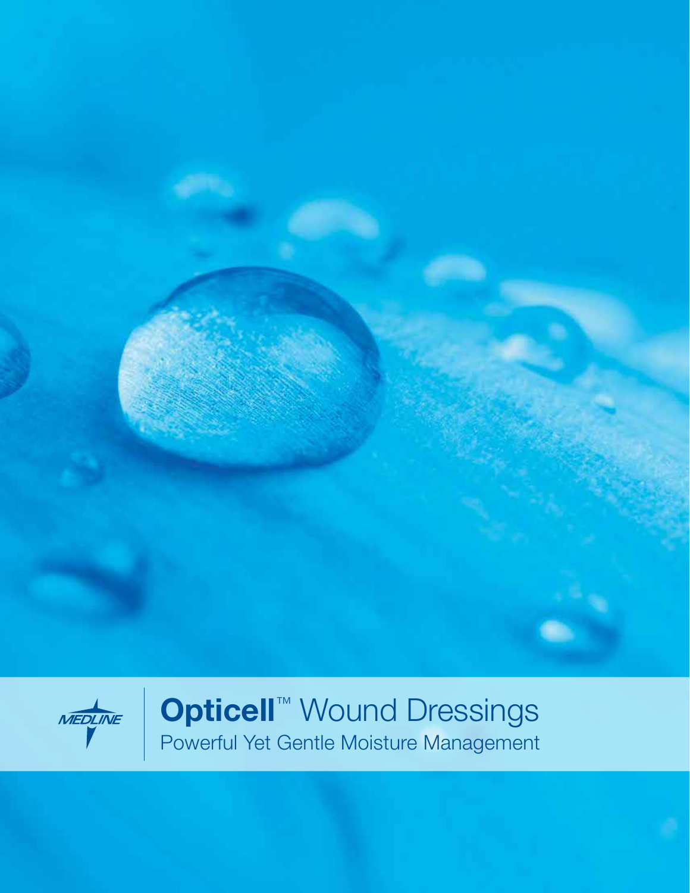MEDLINE

# Opticell™ Wound Dressings

Powerful Yet Gentle Moisture Management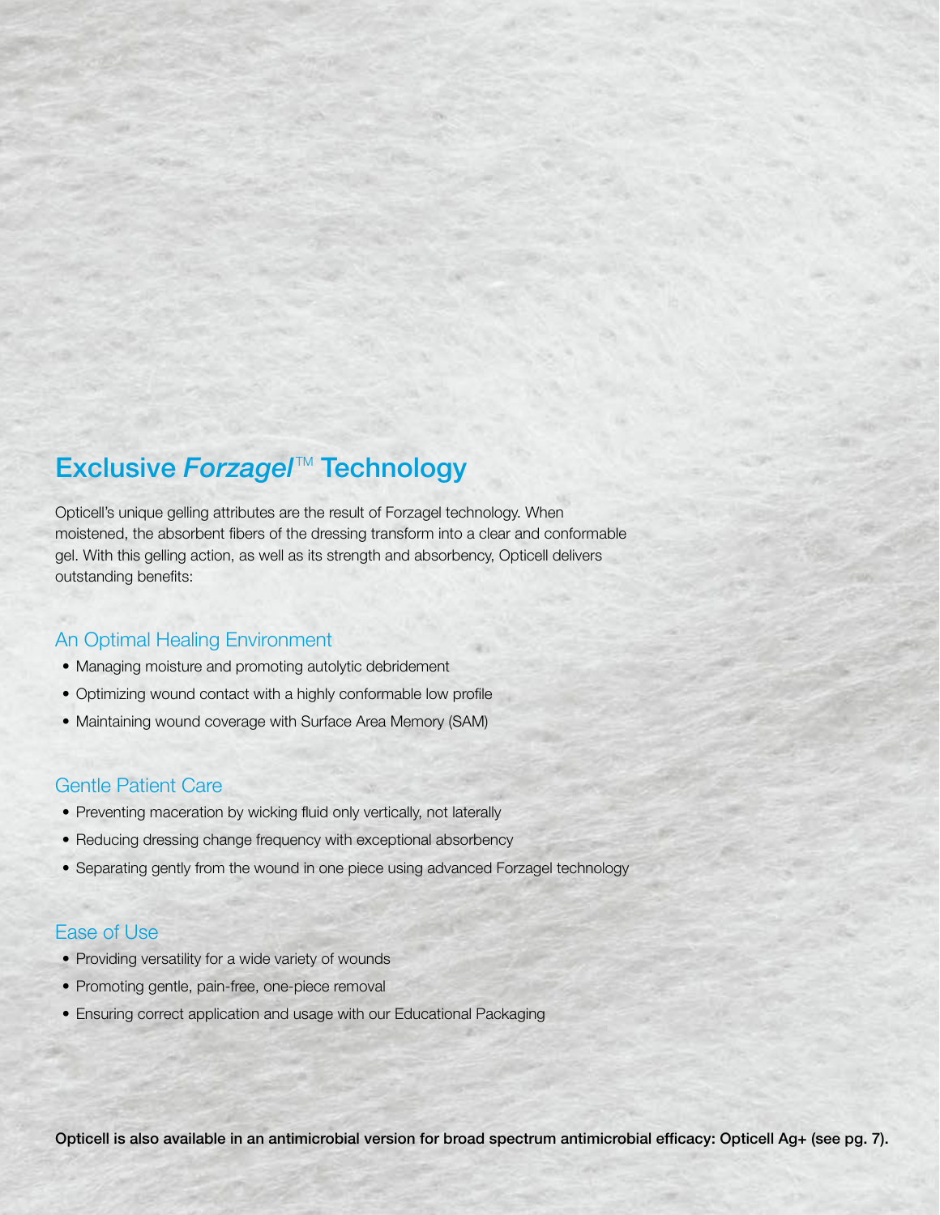## Exclusive *Forzagel*™ Technology

Opticell's unique gelling attributes are the result of Forzagel technology. When moistened, the absorbent fibers of the dressing transform into a clear and conformable gel. With this gelling action, as well as its strength and absorbency, Opticell delivers outstanding benefits:

### An Optimal Healing Environment

- Managing moisture and promoting autolytic debridement
- Optimizing wound contact with a highly conformable low profile
- Maintaining wound coverage with Surface Area Memory (SAM)

### Gentle Patient Care

- Preventing maceration by wicking fluid only vertically, not laterally
- Reducing dressing change frequency with exceptional absorbency
- Separating gently from the wound in one piece using advanced Forzagel technology

### Ease of Use

- Providing versatility for a wide variety of wounds
- Promoting gentle, pain-free, one-piece removal
- Ensuring correct application and usage with our Educational Packaging

**Opticell is also available in an antimicrobial version for broad spectrum antimicrobial efficacy: Opticell Ag+ (see pg. 7).**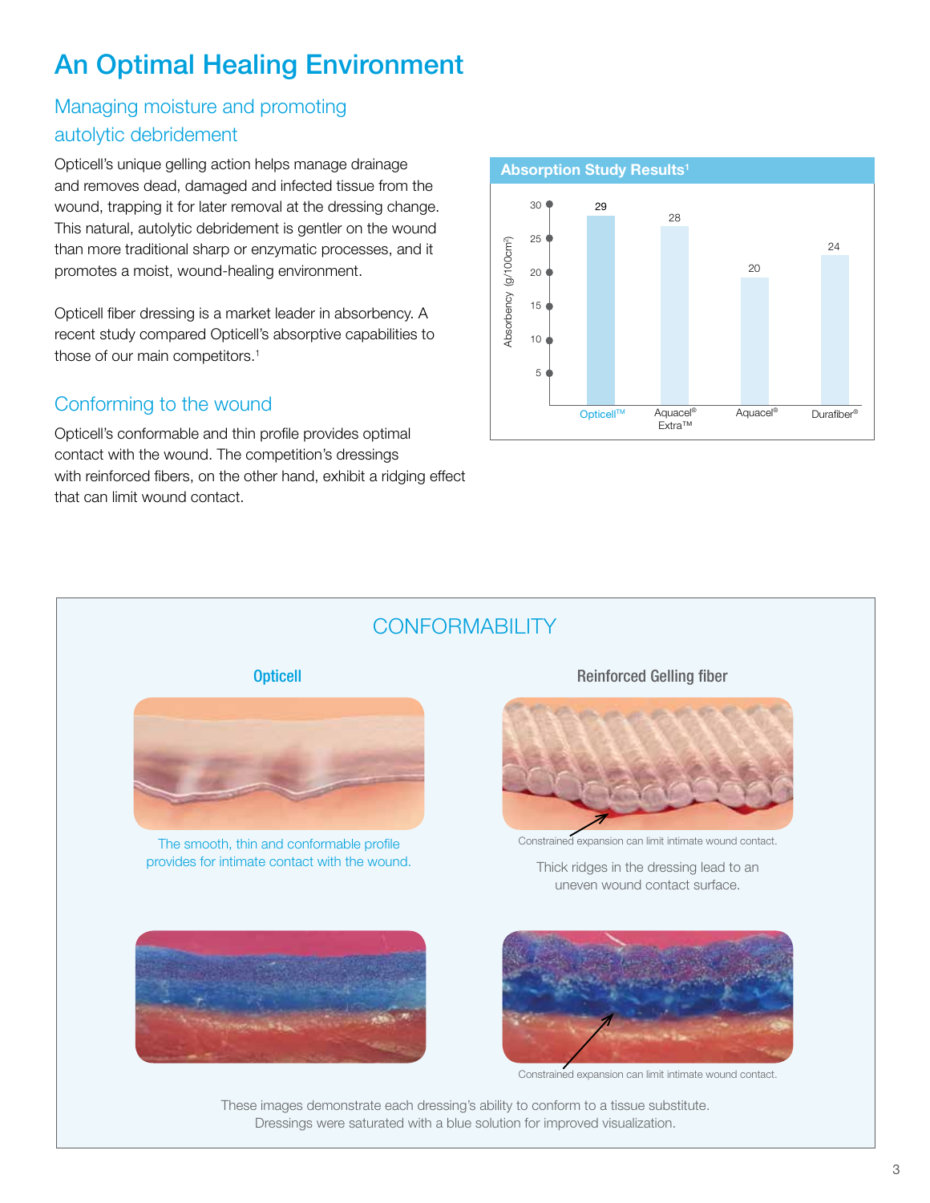# An Optimal Healing Environment

## Managing moisture and promoting autolytic debridement

Opticell's unique gelling action helps manage drainage and removes dead, damaged and infected tissue from the wound, trapping it for later removal at the dressing change. This natural, autolytic debridement is gentler on the wound than more traditional sharp or enzymatic processes, and it promotes a moist, wound-healing environment.

Opticell fiber dressing is a market leader in absorbency. A recent study compared Opticell's absorptive capabilities to those of our main competitors.[1]

**Absorption Study Results[1]**

| Dressing | Absorbency (g/100cm²) |
| --- | --- |
| Opticell™ | 29 |
| Aquacel® Extra™ | 28 |
| Aquacel® | 20 |
| Durafiber® | 24 |

## Conforming to the wound

Opticell's conformable and thin profile provides optimal contact with the wound. The competition's dressings with reinforced fibers, on the other hand, exhibit a ridging effect that can limit wound contact.

### CONFORMABILITY

**Opticell**

The smooth, thin and conformable profile provides for intimate contact with the wound.

**Reinforced Gelling fiber**

Constrained expansion can limit intimate wound contact.

Thick ridges in the dressing lead to an uneven wound contact surface.

Constrained expansion can limit intimate wound contact.

These images demonstrate each dressing's ability to conform to a tissue substitute. Dressings were saturated with a blue solution for improved visualization.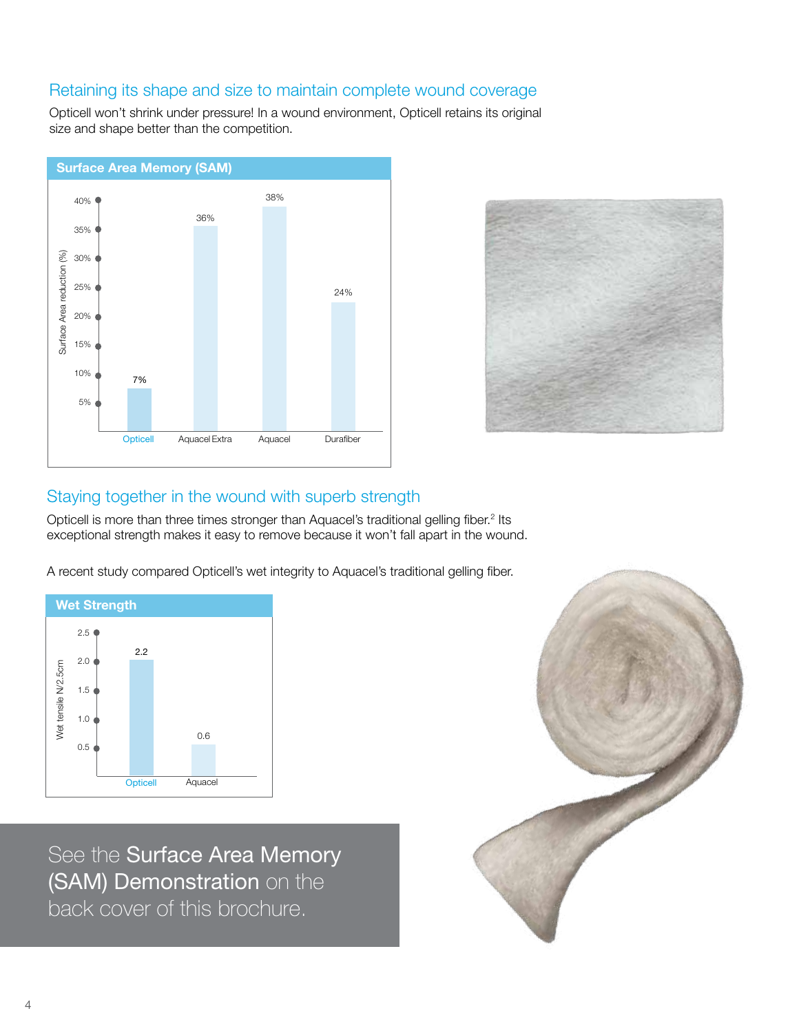## Retaining its shape and size to maintain complete wound coverage

Opticell won't shrink under pressure! In a wound environment, Opticell retains its original size and shape better than the competition.

**Surface Area Memory (SAM)**

| Product | Surface Area reduction (%) |
|---|---|
| Opticell | 7% |
| Aquacel Extra | 36% |
| Aquacel | 38% |
| Durafiber | 24% |

## Staying together in the wound with superb strength

Opticell is more than three times stronger than Aquacel's traditional gelling fiber.[2] Its exceptional strength makes it easy to remove because it won't fall apart in the wound.

A recent study compared Opticell's wet integrity to Aquacel's traditional gelling fiber.

**Wet Strength**

| Product | Wet tensile N/2.5cm |
|---|---|
| Opticell | 2.2 |
| Aquacel | 0.6 |

See the **Surface Area Memory (SAM) Demonstration** on the back cover of this brochure.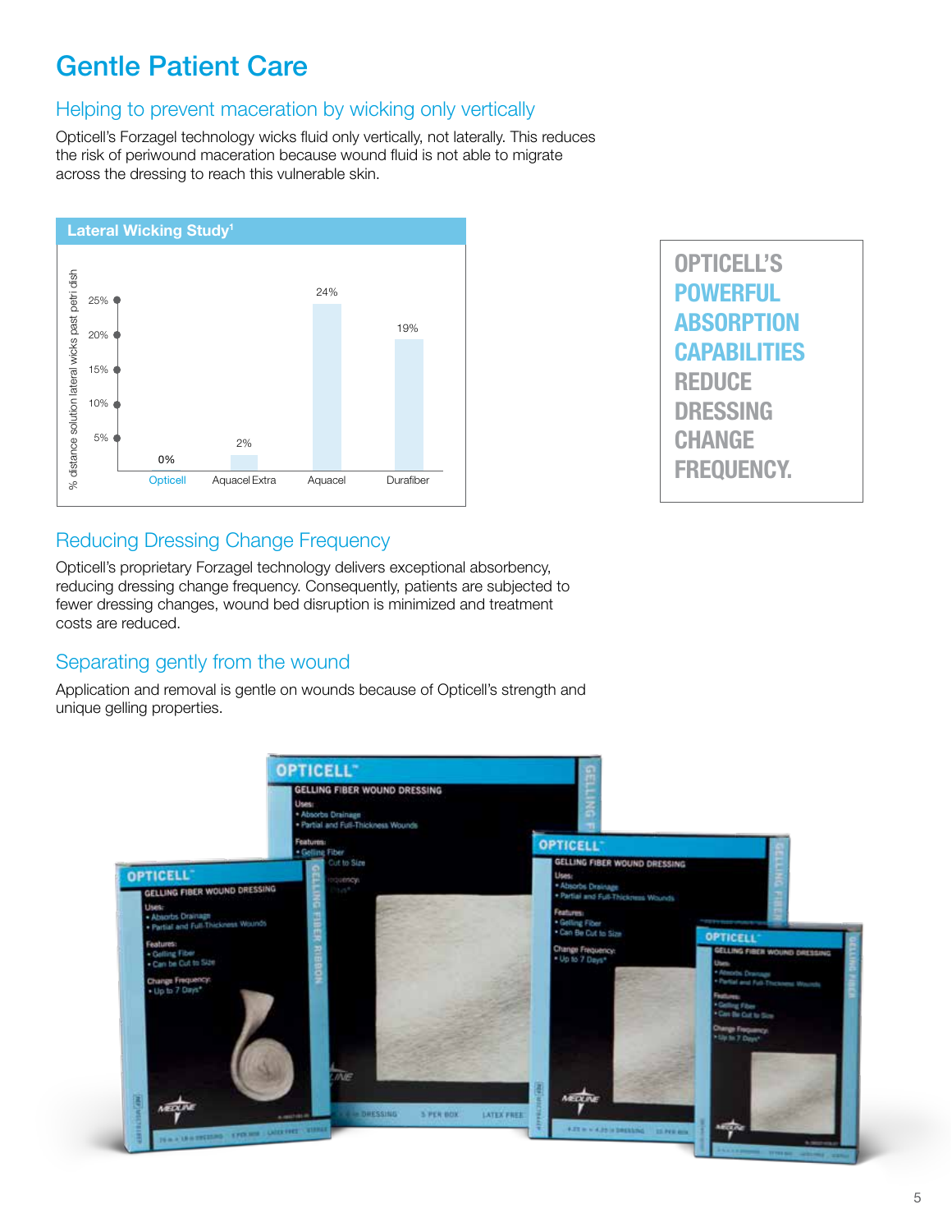# Gentle Patient Care

## Helping to prevent maceration by wicking only vertically

Opticell's Forzagel technology wicks fluid only vertically, not laterally. This reduces the risk of periwound maceration because wound fluid is not able to migrate across the dressing to reach this vulnerable skin.

**Lateral Wicking Study[1]**

| Product | % distance solution lateral wicks past petri dish |
| --- | --- |
| Opticell | 0% |
| Aquacel Extra | 2% |
| Aquacel | 24% |
| Durafiber | 19% |

**OPTICELL'S POWERFUL ABSORPTION CAPABILITIES REDUCE DRESSING CHANGE FREQUENCY.**

## Reducing Dressing Change Frequency

Opticell's proprietary Forzagel technology delivers exceptional absorbency, reducing dressing change frequency. Consequently, patients are subjected to fewer dressing changes, wound bed disruption is minimized and treatment costs are reduced.

## Separating gently from the wound

Application and removal is gentle on wounds because of Opticell's strength and unique gelling properties.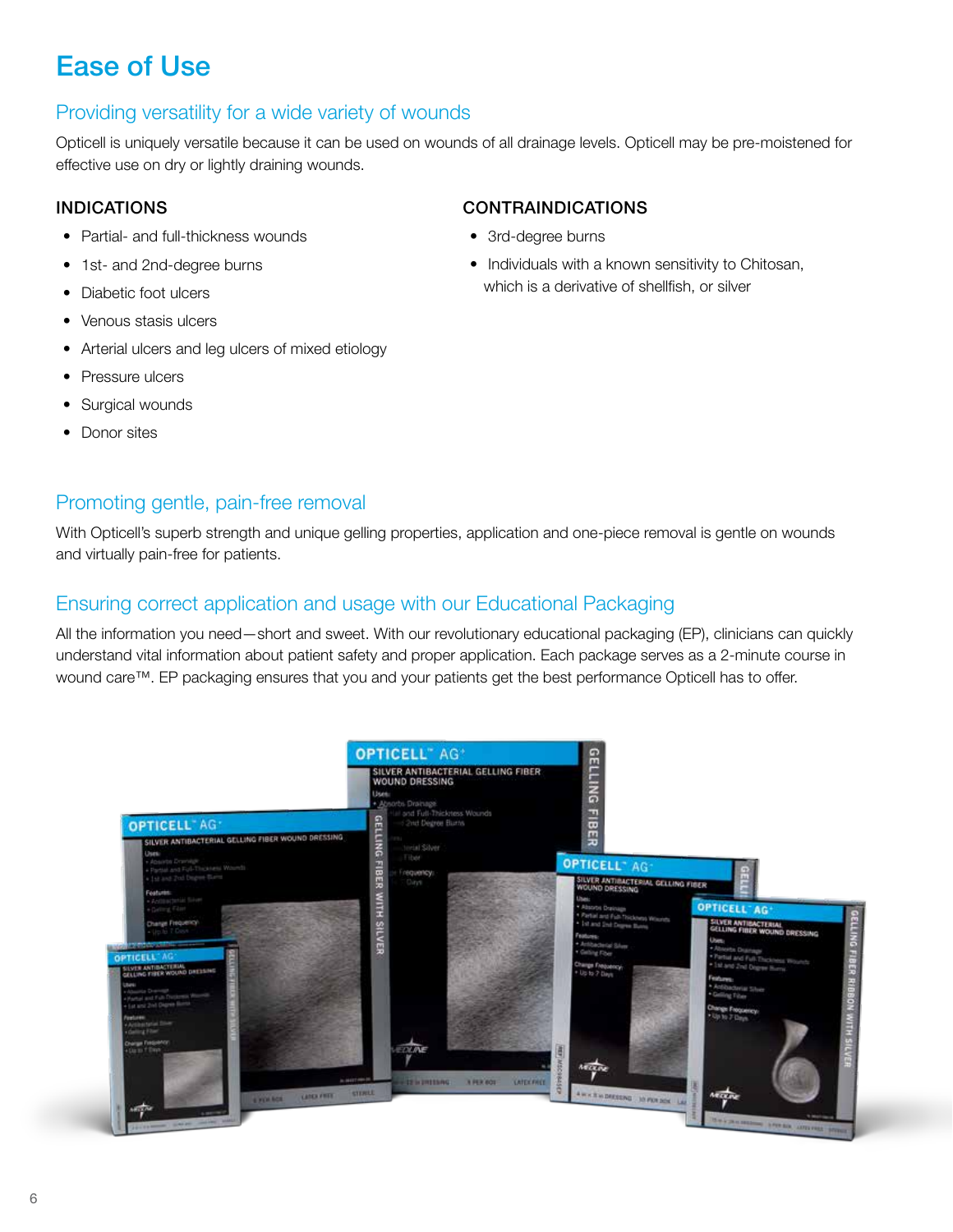# Ease of Use

## Providing versatility for a wide variety of wounds

Opticell is uniquely versatile because it can be used on wounds of all drainage levels. Opticell may be pre-moistened for effective use on dry or lightly draining wounds.

### INDICATIONS

- Partial- and full-thickness wounds
- 1st- and 2nd-degree burns
- Diabetic foot ulcers
- Venous stasis ulcers
- Arterial ulcers and leg ulcers of mixed etiology
- Pressure ulcers
- Surgical wounds
- Donor sites

### CONTRAINDICATIONS

- 3rd-degree burns
- Individuals with a known sensitivity to Chitosan, which is a derivative of shellfish, or silver

## Promoting gentle, pain-free removal

With Opticell's superb strength and unique gelling properties, application and one-piece removal is gentle on wounds and virtually pain-free for patients.

## Ensuring correct application and usage with our Educational Packaging

All the information you need—short and sweet. With our revolutionary educational packaging (EP), clinicians can quickly understand vital information about patient safety and proper application. Each package serves as a 2-minute course in wound care™. EP packaging ensures that you and your patients get the best performance Opticell has to offer.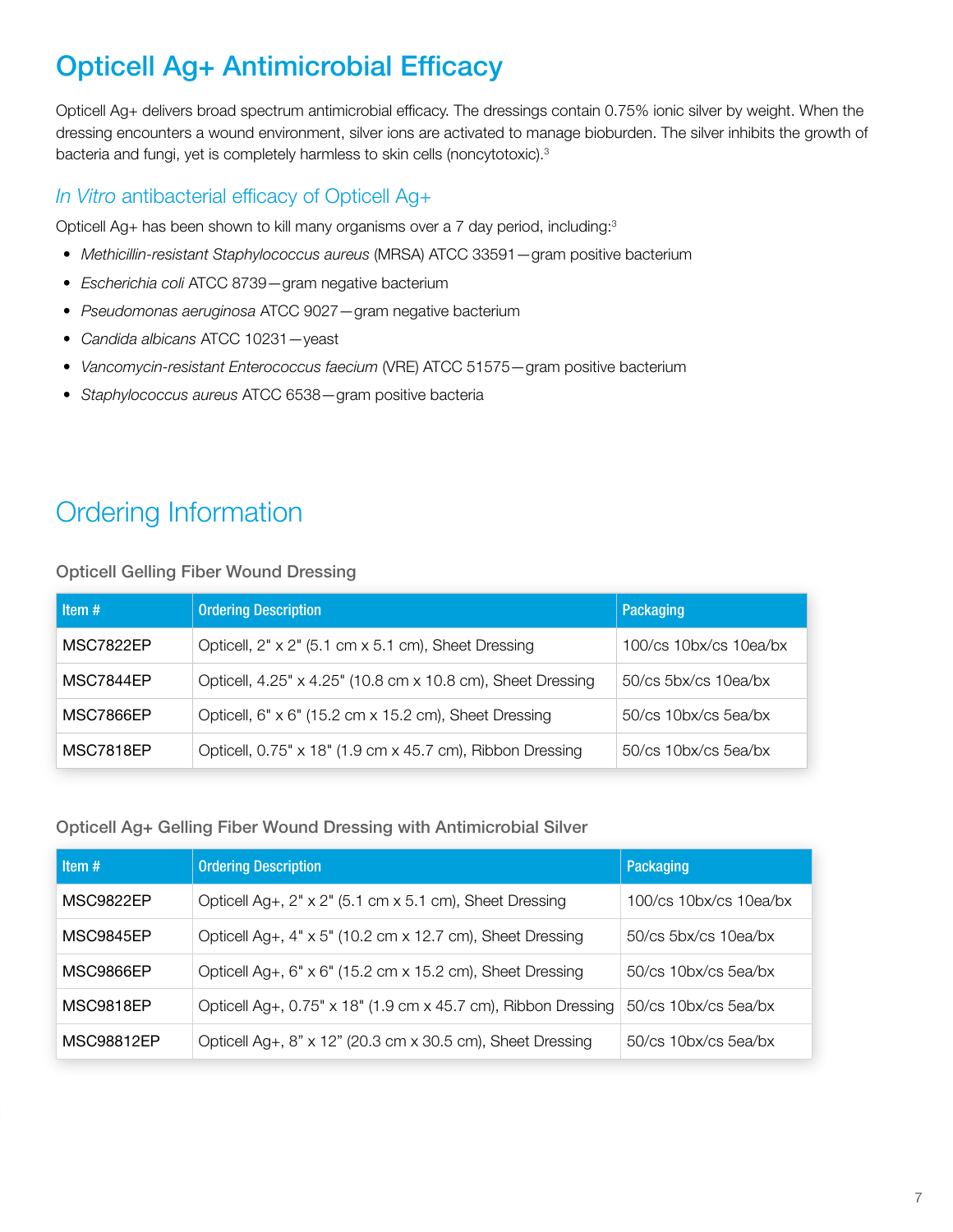# Opticell Ag+ Antimicrobial Efficacy

Opticell Ag+ delivers broad spectrum antimicrobial efficacy. The dressings contain 0.75% ionic silver by weight. When the dressing encounters a wound environment, silver ions are activated to manage bioburden. The silver inhibits the growth of bacteria and fungi, yet is completely harmless to skin cells (noncytotoxic).[3]

## *In Vitro* antibacterial efficacy of Opticell Ag+

Opticell Ag+ has been shown to kill many organisms over a 7 day period, including:[3]

- *Methicillin-resistant Staphylococcus aureus* (MRSA) ATCC 33591—gram positive bacterium
- *Escherichia coli* ATCC 8739—gram negative bacterium
- *Pseudomonas aeruginosa* ATCC 9027—gram negative bacterium
- *Candida albicans* ATCC 10231—yeast
- *Vancomycin-resistant Enterococcus faecium* (VRE) ATCC 51575—gram positive bacterium
- *Staphylococcus aureus* ATCC 6538—gram positive bacteria

# Ordering Information

### Opticell Gelling Fiber Wound Dressing

| Item # | Ordering Description | Packaging |
|---|---|---|
| MSC7822EP | Opticell, 2" x 2" (5.1 cm x 5.1 cm), Sheet Dressing | 100/cs 10bx/cs 10ea/bx |
| MSC7844EP | Opticell, 4.25" x 4.25" (10.8 cm x 10.8 cm), Sheet Dressing | 50/cs 5bx/cs 10ea/bx |
| MSC7866EP | Opticell, 6" x 6" (15.2 cm x 15.2 cm), Sheet Dressing | 50/cs 10bx/cs 5ea/bx |
| MSC7818EP | Opticell, 0.75" x 18" (1.9 cm x 45.7 cm), Ribbon Dressing | 50/cs 10bx/cs 5ea/bx |

### Opticell Ag+ Gelling Fiber Wound Dressing with Antimicrobial Silver

| Item # | Ordering Description | Packaging |
|---|---|---|
| MSC9822EP | Opticell Ag+, 2" x 2" (5.1 cm x 5.1 cm), Sheet Dressing | 100/cs 10bx/cs 10ea/bx |
| MSC9845EP | Opticell Ag+, 4" x 5" (10.2 cm x 12.7 cm), Sheet Dressing | 50/cs 5bx/cs 10ea/bx |
| MSC9866EP | Opticell Ag+, 6" x 6" (15.2 cm x 15.2 cm), Sheet Dressing | 50/cs 10bx/cs 5ea/bx |
| MSC9818EP | Opticell Ag+, 0.75" x 18" (1.9 cm x 45.7 cm), Ribbon Dressing | 50/cs 10bx/cs 5ea/bx |
| MSC98812EP | Opticell Ag+, 8" x 12" (20.3 cm x 30.5 cm), Sheet Dressing | 50/cs 10bx/cs 5ea/bx |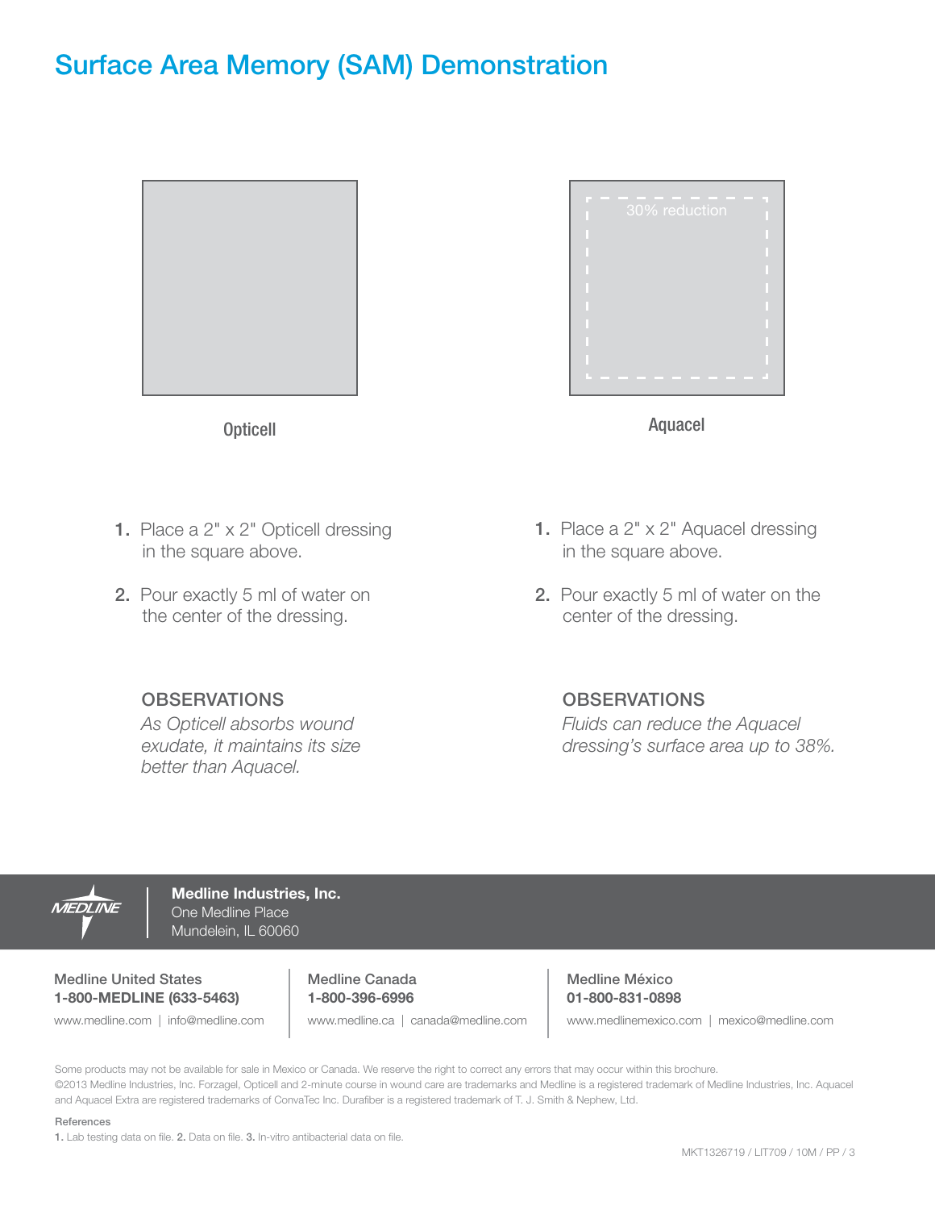# Surface Area Memory (SAM) Demonstration

30% reduction

Opticell

Aquacel

1. Place a 2" x 2" Opticell dressing in the square above.
2. Pour exactly 5 ml of water on the center of the dressing.

OBSERVATIONS

*As Opticell absorbs wound exudate, it maintains its size better than Aquacel.*

1. Place a 2" x 2" Aquacel dressing in the square above.
2. Pour exactly 5 ml of water on the center of the dressing.

OBSERVATIONS

*Fluids can reduce the Aquacel dressing's surface area up to 38%.*

MEDLINE

**Medline Industries, Inc.**
One Medline Place
Mundelein, IL 60060

Medline United States
**1-800-MEDLINE (633-5463)**
www.medline.com | info@medline.com

Medline Canada
**1-800-396-6996**
www.medline.ca | canada@medline.com

Medline México
**01-800-831-0898**
www.medlinemexico.com | mexico@medline.com

Some products may not be available for sale in Mexico or Canada. We reserve the right to correct any errors that may occur within this brochure.
©2013 Medline Industries, Inc. Forzagel, Opticell and 2-minute course in wound care are trademarks and Medline is a registered trademark of Medline Industries, Inc. Aquacel and Aquacel Extra are registered trademarks of ConvaTec Inc. Durafiber is a registered trademark of T. J. Smith & Nephew, Ltd.

References

**1.** Lab testing data on file. **2.** Data on file. **3.** In-vitro antibacterial data on file.

MKT1326719 / LIT709 / 10M / PP / 3